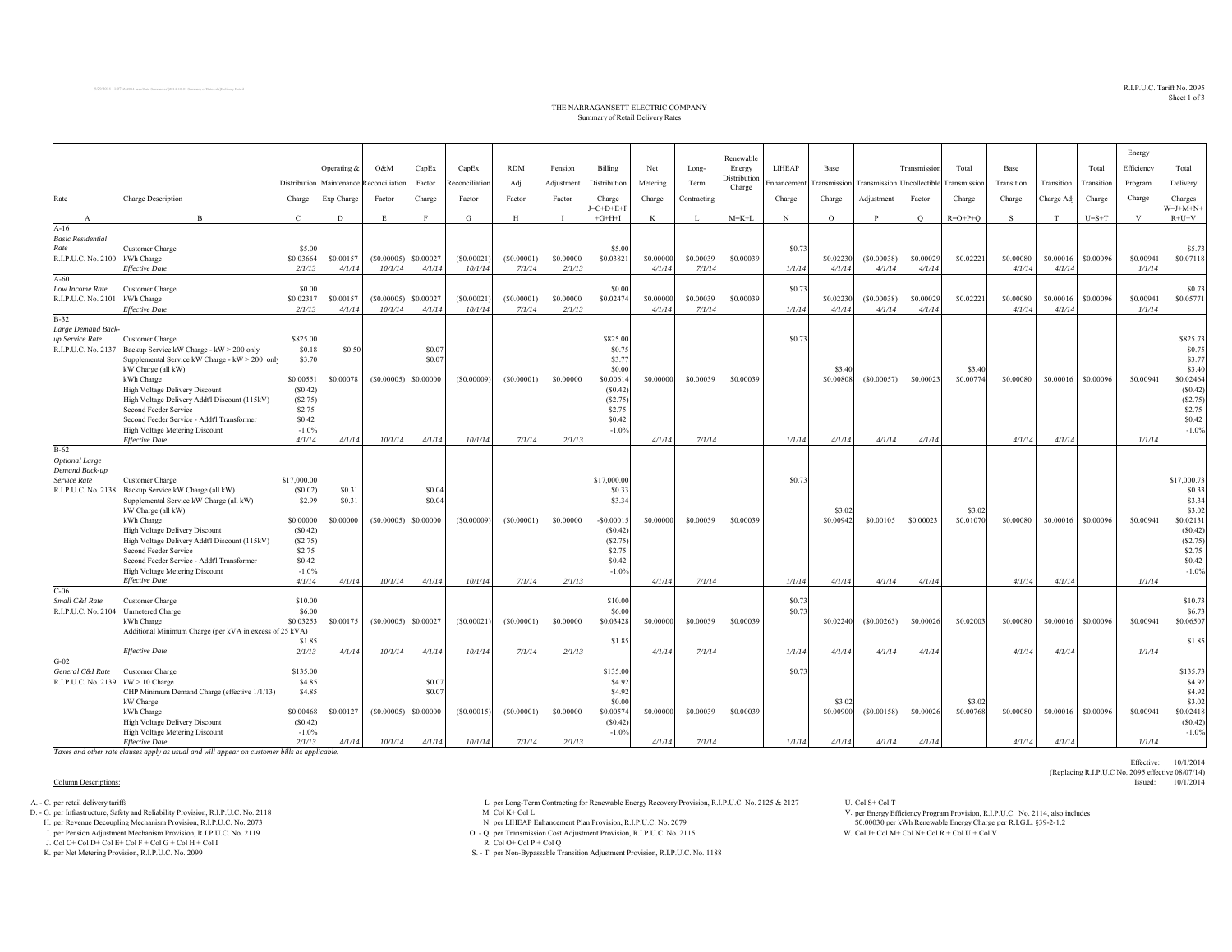# THE NARRAGANSETT ELECTRIC COMPANY

Summary of Retail Delivery Rates

| Rate | Charge Description | Distribution Charge | Operating & Maintenance Exp Charge | O&M Reconciliation Factor | CapEx Factor Charge | CapEx Reconciliation Factor | RDM Adj Factor | Pension Adjustment Factor | Billing Distribution Charge | Net Metering Charge | Long-Term Contracting | Renewable Energy Distribution Charge | LIHEAP Enhancement Charge | Base Transmission Charge | Transmission Adjustment | Transmission Uncollectible Factor | Total Transmission Charge | Base Transition Charge | Transition Charge Adj | Total Transition Charge | Energy Efficiency Program Charge | Total Delivery Charges |
|---|---|---|---|---|---|---|---|---|---|---|---|---|---|---|---|---|---|---|---|---|---|---|
| A | B | C | D | E | F | G | H | I | J=C+D+E+F+G+H+I | K | L | M=K+L | N | O | P | Q | R=O+P+Q | S | T | U=S+T | V | W=J+M+N+R+U+V |
| A-16 | | | | | | | | | | | | | | | | | | | | | | |
| *Basic Residential Rate* | Customer Charge | $5.00 | | | | | | | $5.00 | | | | $0.73 | | | | | | | | | $5.73 |
| R.I.P.U.C. No. 2100 | kWh Charge | $0.03664 | $0.00157 | ($0.00005) | $0.00027 | ($0.00021) | ($0.00001) | $0.00000 | $0.03821 | $0.00000 | $0.00039 | $0.00039 | | $0.02230 | ($0.00038) | $0.00029 | $0.02221 | $0.00080 | $0.00016 | $0.00096 | $0.00941 | $0.07118 |
| | *Effective Date* | *2/1/13* | *4/1/14* | *10/1/14* | *4/1/14* | *10/1/14* | *7/1/14* | *2/1/13* | | *4/1/14* | *7/1/14* | | *1/1/14* | *4/1/14* | *4/1/14* | *4/1/14* | | *4/1/14* | *4/1/14* | | *1/1/14* | |
| A-60 | | | | | | | | | | | | | | | | | | | | | | |
| *Low Income Rate* | Customer Charge | $0.00 | | | | | | | $0.00 | | | | $0.73 | | | | | | | | | $0.73 |
| R.I.P.U.C. No. 2101 | kWh Charge | $0.02317 | $0.00157 | ($0.00005) | $0.00027 | ($0.00021) | ($0.00001) | $0.00000 | $0.02474 | $0.00000 | $0.00039 | $0.00039 | | $0.02230 | ($0.00038) | $0.00029 | $0.02221 | $0.00080 | $0.00016 | $0.00096 | $0.00941 | $0.05771 |
| | *Effective Date* | *2/1/13* | *4/1/14* | *10/1/14* | *4/1/14* | *10/1/14* | *7/1/14* | *2/1/13* | | *4/1/14* | *7/1/14* | | *1/1/14* | *4/1/14* | *4/1/14* | *4/1/14* | | *4/1/14* | *4/1/14* | | *1/1/14* | |
| B-32 | | | | | | | | | | | | | | | | | | | | | | |
| *Large Demand Back-up Service Rate* | Customer Charge | $825.00 | | | | | | | $825.00 | | | | $0.73 | | | | | | | | | $825.73 |
| R.I.P.U.C. No. 2137 | Backup Service kW Charge - kW > 200 only | $0.18 | $0.50 | | $0.07 | | | | $0.75 | | | | | | | | | | | | | $0.75 |
| | Supplemental Service kW Charge - kW > 200 only | $3.70 | | | $0.07 | | | | $3.77 | | | | | | | | | | | | | $3.77 |
| | kW Charge (all kW) | | | | | | | | $0.00 | | | | | $3.40 | | | $3.40 | | | | | $3.40 |
| | kWh Charge | $0.00551 | $0.00078 | ($0.00005) | $0.00000 | ($0.00009) | ($0.00001) | $0.00000 | $0.00614 | $0.00000 | $0.00039 | $0.00039 | | $0.00808 | ($0.00057) | $0.00023 | $0.00774 | $0.00080 | $0.00016 | $0.00096 | $0.00941 | $0.02464 |
| | High Voltage Delivery Discount | ($0.42) | | | | | | | ($0.42) | | | | | | | | | | | | | ($0.42) |
| | High Voltage Delivery Addt'l Discount (115kV) | ($2.75) | | | | | | | ($2.75) | | | | | | | | | | | | | ($2.75) |
| | Second Feeder Service | $2.75 | | | | | | | $2.75 | | | | | | | | | | | | | $2.75 |
| | Second Feeder Service - Addt'l Transformer | $0.42 | | | | | | | $0.42 | | | | | | | | | | | | | $0.42 |
| | High Voltage Metering Discount | -1.0% | | | | | | | -1.0% | | | | | | | | | | | | | -1.0% |
| | *Effective Date* | *4/1/14* | *4/1/14* | *10/1/14* | *4/1/14* | *10/1/14* | *7/1/14* | *2/1/13* | | *4/1/14* | *7/1/14* | | *1/1/14* | *4/1/14* | *4/1/14* | *4/1/14* | | *4/1/14* | *4/1/14* | | *1/1/14* | |
| B-62 | | | | | | | | | | | | | | | | | | | | | | |
| *Optional Large Demand Back-up Service Rate* | Customer Charge | $17,000.00 | | | | | | | $17,000.00 | | | | $0.73 | | | | | | | | | $17,000.73 |
| R.I.P.U.C. No. 2138 | Backup Service kW Charge (all kW) | ($0.02) | $0.31 | | $0.04 | | | | $0.33 | | | | | | | | | | | | | $0.33 |
| | Supplemental Service kW Charge (all kW) | $2.99 | $0.31 | | $0.04 | | | | $3.34 | | | | | | | | | | | | | $3.34 |
| | kW Charge (all kW) | | | | | | | | | | | | | $3.02 | | | $3.02 | | | | | $3.02 |
| | kWh Charge | $0.00000 | $0.00000 | ($0.00005) | $0.00000 | ($0.00009) | ($0.00001) | $0.00000 | -$0.00015 | $0.00000 | $0.00039 | $0.00039 | | $0.00942 | $0.00105 | $0.00023 | $0.01070 | $0.00080 | $0.00016 | $0.00096 | $0.00941 | $0.02131 |
| | High Voltage Delivery Discount | ($0.42) | | | | | | | ($0.42) | | | | | | | | | | | | | ($0.42) |
| | High Voltage Delivery Addt'l Discount (115kV) | ($2.75) | | | | | | | ($2.75) | | | | | | | | | | | | | ($2.75) |
| | Second Feeder Service | $2.75 | | | | | | | $2.75 | | | | | | | | | | | | | $2.75 |
| | Second Feeder Service - Addt'l Transformer | $0.42 | | | | | | | $0.42 | | | | | | | | | | | | | $0.42 |
| | High Voltage Metering Discount | -1.0% | | | | | | | -1.0% | | | | | | | | | | | | | -1.0% |
| | *Effective Date* | *4/1/14* | *4/1/14* | *10/1/14* | *4/1/14* | *10/1/14* | *7/1/14* | *2/1/13* | | *4/1/14* | *7/1/14* | | *1/1/14* | *4/1/14* | *4/1/14* | *4/1/14* | | *4/1/14* | *4/1/14* | | *1/1/14* | |
| C-06 | | | | | | | | | | | | | | | | | | | | | | |
| *Small C&I Rate* | Customer Charge | $10.00 | | | | | | | $10.00 | | | | $0.73 | | | | | | | | | $10.73 |
| R.I.P.U.C. No. 2104 | Unmetered Charge | $6.00 | | | | | | | $6.00 | | | | $0.73 | | | | | | | | | $6.73 |
| | kWh Charge | $0.03253 | $0.00175 | ($0.00005) | $0.00027 | ($0.00021) | ($0.00001) | $0.00000 | $0.03428 | $0.00000 | $0.00039 | $0.00039 | | $0.02240 | ($0.00263) | $0.00026 | $0.02003 | $0.00080 | $0.00016 | $0.00096 | $0.00941 | $0.06507 |
| | Additional Minimum Charge (per kVA in excess of 25 kVA) | $1.85 | | | | | | | $1.85 | | | | | | | | | | | | | $1.85 |
| | *Effective Date* | *2/1/13* | *4/1/14* | *10/1/14* | *4/1/14* | *10/1/14* | *7/1/14* | *2/1/13* | | *4/1/14* | *7/1/14* | | *1/1/14* | *4/1/14* | *4/1/14* | *4/1/14* | | *4/1/14* | *4/1/14* | | *1/1/14* | |
| G-02 | | | | | | | | | | | | | | | | | | | | | | |
| *General C&I Rate* | Customer Charge | $135.00 | | | | | | | $135.00 | | | | $0.73 | | | | | | | | | $135.73 |
| R.I.P.U.C. No. 2139 | kW > 10 Charge | $4.85 | | | $0.07 | | | | $4.92 | | | | | | | | | | | | | $4.92 |
| | CHP Minimum Demand Charge (effective 1/1/13) | $4.85 | | | $0.07 | | | | $4.92 | | | | | | | | | | | | | $4.92 |
| | kW Charge | | | | | | | | $0.00 | | | | | $3.02 | | | $3.02 | | | | | $3.02 |
| | kWh Charge | $0.00468 | $0.00127 | ($0.00005) | $0.00000 | ($0.00015) | ($0.00001) | $0.00000 | $0.00574 | $0.00000 | $0.00039 | $0.00039 | | $0.00900 | ($0.00158) | $0.00026 | $0.00768 | $0.00080 | $0.00016 | $0.00096 | $0.00941 | $0.02418 |
| | High Voltage Delivery Discount | ($0.42) | | | | | | | ($0.42) | | | | | | | | | | | | | ($0.42) |
| | High Voltage Metering Discount | -1.0% | | | | | | | -1.0% | | | | | | | | | | | | | -1.0% |
| | *Effective Date* | *2/1/13* | *4/1/14* | *10/1/14* | *4/1/14* | *10/1/14* | *7/1/14* | *2/1/13* | | *4/1/14* | *7/1/14* | | *1/1/14* | *4/1/14* | *4/1/14* | *4/1/14* | | *4/1/14* | *4/1/14* | | *1/1/14* | |

*Taxes and other rate clauses apply as usual and will appear on customer bills as applicable.*

Effective: 10/1/2014
(Replacing R.I.P.U.C No. 2095 effective 08/07/14)
Issued: 10/1/2014

Column Descriptions:

A. - C. per retail delivery tariffs
D. - G. per Infrastructure, Safety and Reliability Provision, R.I.P.U.C. No. 2118
H. per Revenue Decoupling Mechanism Provision, R.I.P.U.C. No. 2073
I. per Pension Adjustment Mechanism Provision, R.I.P.U.C. No. 2119
J. Col C+ Col D+ Col E+ Col F + Col G + Col H + Col I
K. per Net Metering Provision, R.I.P.U.C. No. 2099
L. per Long-Term Contracting for Renewable Energy Recovery Provision, R.I.P.U.C. No. 2125 & 2127
M. Col K+ Col L
N. per LIHEAP Enhancement Plan Provision, R.I.P.U.C. No. 2079
O. - Q. per Transmission Cost Adjustment Provision, R.I.P.U.C. No. 2115
R. Col O+ Col P + Col Q
S. - T. per Non-Bypassable Transition Adjustment Provision, R.I.P.U.C. No. 1188
U. Col S+ Col T
V. per Energy Efficiency Program Provision, R.I.P.U.C. No. 2114, also includes $0.00030 per kWh Renewable Energy Charge per R.I.G.L. §39-2-1.2
W. Col J+ Col M+ Col N+ Col R + Col U + Col V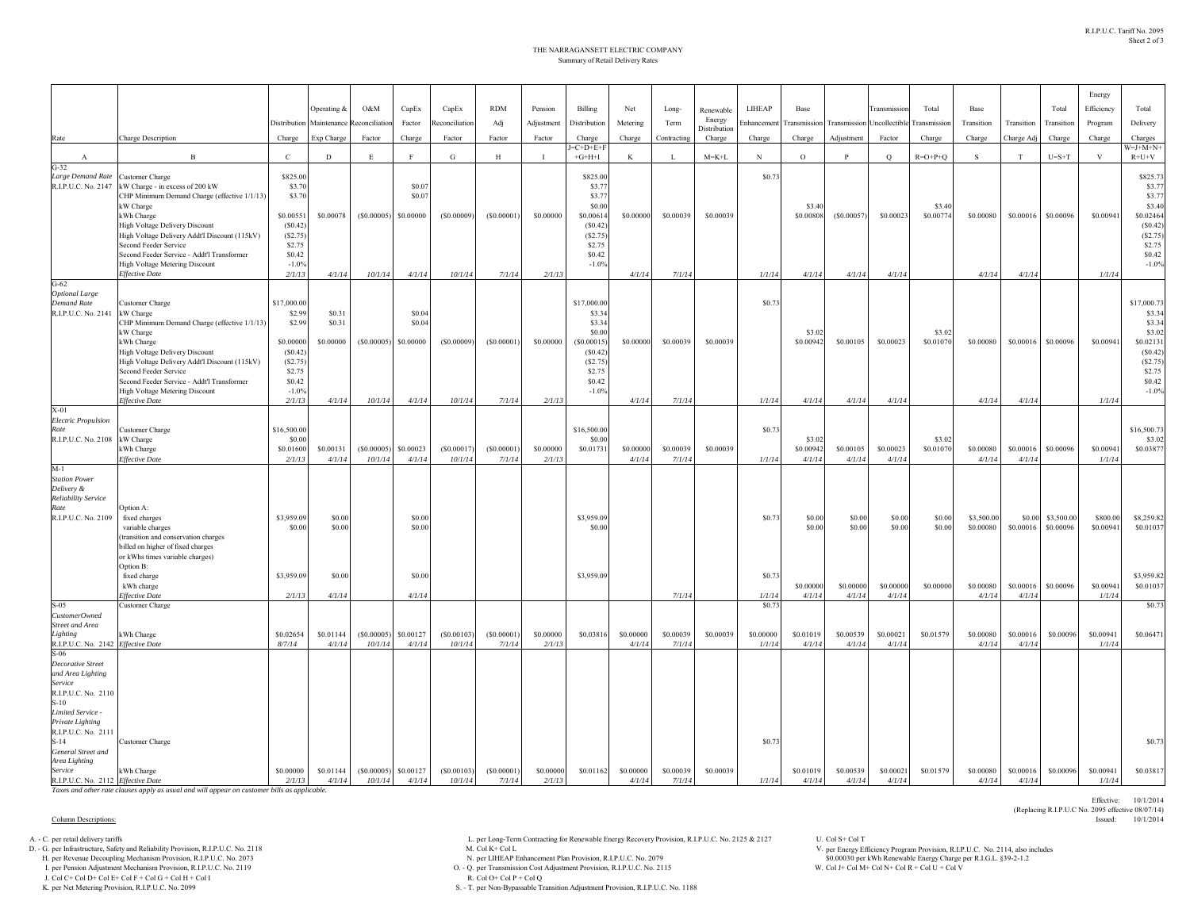R.I.P.U.C. Tariff No. 2095
Sheet 2 of 3

# THE NARRAGANSETT ELECTRIC COMPANY
## Summary of Retail Delivery Rates

| Rate | Charge Description | Distribution Charge | Operating & Maintenance Exp Charge | O&M Reconciliation Factor | CapEx Factor Charge | CapEx Reconciliation Factor | RDM Adj Factor | Pension Adjustment Factor | Billing Distribution Charge | Net Metering Charge | Long-Term Contracting | Renewable Energy Distribution Charge | LIHEAP Enhancement Charge | Base Transmission Charge | Transmission Adjustment | Transmission Uncollectible Factor | Total Transmission Charge | Base Transition Charge | Transition Charge Adj | Total Transition Charge | Energy Efficiency Program Charge | Total Delivery Charges |
|---|---|---|---|---|---|---|---|---|---|---|---|---|---|---|---|---|---|---|---|---|---|---|
| A | B | C | D | E | F | G | H | I | J=C+D+E+F +G+H+I | K | L | M=K+L | N | O | P | Q | R=O+P+Q | S | T | U=S+T | V | W=J+M+N+ R+U+V |
| G-32 | | | | | | | | | | | | | | | | | | | | | | |
| *Large Demand Rate* | Customer Charge | $825.00 | | | | | | | $825.00 | | | | $0.73 | | | | | | | | | $825.73 |
| R.I.P.U.C. No. 2147 | kW Charge - in excess of 200 kW | $3.70 | | | $0.07 | | | | $3.77 | | | | | | | | | | | | | $3.77 |
| | CHP Minimum Demand Charge (effective 1/1/13) | $3.70 | | | $0.07 | | | | $3.77 | | | | | | | | | | | | | $3.77 |
| | kW Charge | | | | | | | | $0.00 | | | | | $3.40 | | | $3.40 | | | | | $3.40 |
| | kWh Charge | $0.00551 | $0.00078 | ($0.00005) | $0.00000 | ($0.00009) | ($0.00001) | $0.00000 | $0.00614 | $0.00000 | $0.00039 | $0.00039 | | $0.00808 | ($0.00057) | $0.00023 | $0.00774 | $0.00080 | $0.00016 | $0.00096 | $0.00941 | $0.02464 |
| | High Voltage Delivery Discount | ($0.42) | | | | | | | ($0.42) | | | | | | | | | | | | | ($0.42) |
| | High Voltage Delivery Addt'l Discount (115kV) | ($2.75) | | | | | | | ($2.75) | | | | | | | | | | | | | ($2.75) |
| | Second Feeder Service | $2.75 | | | | | | | $2.75 | | | | | | | | | | | | | $2.75 |
| | Second Feeder Service - Addt'l Transformer | $0.42 | | | | | | | $0.42 | | | | | | | | | | | | | $0.42 |
| | High Voltage Metering Discount | -1.0% | | | | | | | -1.0% | | | | | | | | | | | | | -1.0% |
| | *Effective Date* | *2/1/13* | *4/1/14* | *10/1/14* | *4/1/14* | *10/1/14* | *7/1/14* | *2/1/13* | | *4/1/14* | *7/1/14* | | *1/1/14* | *4/1/14* | *4/1/14* | *4/1/14* | | *4/1/14* | *4/1/14* | | *1/1/14* | |
| G-62 *Optional Large Demand Rate* | Customer Charge | $17,000.00 | | | | | | | $17,000.00 | | | | $0.73 | | | | | | | | | $17,000.73 |
| R.I.P.U.C. No. 2141 | kW Charge | $2.99 | $0.31 | | $0.04 | | | | $3.34 | | | | | | | | | | | | | $3.34 |
| | CHP Minimum Demand Charge (effective 1/1/13) | $2.99 | $0.31 | | $0.04 | | | | $3.34 | | | | | | | | | | | | | $3.34 |
| | kW Charge | | | | | | | | $0.00 | | | | | $3.02 | | | $3.02 | | | | | $3.02 |
| | kWh Charge | $0.00000 | $0.00000 | ($0.00005) | $0.00000 | ($0.00009) | ($0.00001) | $0.00000 | ($0.00015) | $0.00000 | $0.00039 | $0.00039 | | $0.00942 | $0.00105 | $0.00023 | $0.01070 | $0.00080 | $0.00016 | $0.00096 | $0.00941 | $0.02131 |
| | High Voltage Delivery Discount | ($0.42) | | | | | | | ($0.42) | | | | | | | | | | | | | ($0.42) |
| | High Voltage Delivery Addt'l Discount (115kV) | ($2.75) | | | | | | | ($2.75) | | | | | | | | | | | | | ($2.75) |
| | Second Feeder Service | $2.75 | | | | | | | $2.75 | | | | | | | | | | | | | $2.75 |
| | Second Feeder Service - Addt'l Transformer | $0.42 | | | | | | | $0.42 | | | | | | | | | | | | | $0.42 |
| | High Voltage Metering Discount | -1.0% | | | | | | | -1.0% | | | | | | | | | | | | | -1.0% |
| | *Effective Date* | *2/1/13* | *4/1/14* | *10/1/14* | *4/1/14* | *10/1/14* | *7/1/14* | *2/1/13* | | *4/1/14* | *7/1/14* | | *1/1/14* | *4/1/14* | *4/1/14* | *4/1/14* | | *4/1/14* | *4/1/14* | | *1/1/14* | |
| X-01 *Electric Propulsion Rate* | Customer Charge | $16,500.00 | | | | | | | $16,500.00 | | | | $0.73 | | | | | | | | | $16,500.73 |
| R.I.P.U.C. No. 2108 | kW Charge | $0.00 | | | | | | | $0.00 | | | | | $3.02 | | | $3.02 | | | | | $3.02 |
| | kWh Charge | $0.01600 | $0.00131 | ($0.00005) | $0.00023 | ($0.00017) | ($0.00001) | $0.00000 | $0.01731 | $0.00000 | $0.00039 | $0.00039 | | $0.00942 | $0.00105 | $0.00023 | $0.01070 | $0.00080 | $0.00016 | $0.00096 | $0.00941 | $0.03877 |
| | *Effective Date* | *2/1/13* | *4/1/14* | *10/1/14* | *4/1/14* | *10/1/14* | *7/1/14* | *2/1/13* | | *4/1/14* | *7/1/14* | | *1/1/14* | *4/1/14* | *4/1/14* | *4/1/14* | | *4/1/14* | *4/1/14* | | *1/1/14* | |
| M-1 *Station Power Delivery & Reliability Service Rate* | Option A: | | | | | | | | | | | | | | | | | | | | | |
| R.I.P.U.C. No. 2109 | fixed charges | $3,959.09 | $0.00 | | $0.00 | | | | $3,959.09 | | | | $0.73 | $0.00 | $0.00 | $0.00 | $0.00 | $3,500.00 | $0.00 | $3,500.00 | $800.00 | $8,259.82 |
| | variable charges | $0.00 | $0.00 | | $0.00 | | | | $0.00 | | | | | $0.00 | $0.00 | $0.00 | $0.00 | $0.00080 | $0.00016 | $0.00096 | $0.00941 | $0.01037 |
| | (transition and conservation charges billed on higher of fixed charges or kWhs times variable charges) | | | | | | | | | | | | | | | | | | | | | |
| | Option B: | | | | | | | | | | | | | | | | | | | | | |
| | fixed charge | $3,959.09 | $0.00 | | $0.00 | | | | $3,959.09 | | | | $0.73 | | | | | | | | | $3,959.82 |
| | kWh charge | | | | | | | | | | | | | $0.00000 | $0.00000 | $0.00000 | $0.00000 | $0.00080 | $0.00016 | $0.00096 | $0.00941 | $0.01037 |
| | *Effective Date* | *2/1/13* | *4/1/14* | | *4/1/14* | | | | | | *7/1/14* | | *1/1/14* | *4/1/14* | *4/1/14* | *4/1/14* | | *4/1/14* | *4/1/14* | | *1/1/14* | |
| S-05 *CustomerOwned Street and Area Lighting* | Customer Charge | | | | | | | | | | | | $0.73 | | | | | | | | | $0.73 |
| | kWh Charge | $0.02654 | $0.01144 | ($0.00005) | $0.00127 | ($0.00103) | ($0.00001) | $0.00000 | $0.03816 | $0.00000 | $0.00039 | $0.00039 | $0.00000 | $0.01019 | $0.00539 | $0.00021 | $0.01579 | $0.00080 | $0.00016 | $0.00096 | $0.00941 | $0.06471 |
| R.I.P.U.C. No. 2142 | *Effective Date* | *8/7/14* | *4/1/14* | *10/1/14* | *4/1/14* | *10/1/14* | *7/1/14* | *2/1/13* | | *4/1/14* | *7/1/14* | | *1/1/14* | *4/1/14* | *4/1/14* | *4/1/14* | | *4/1/14* | *4/1/14* | | *1/1/14* | |
| S-06 *Decorative Street and Area Lighting Service* R.I.P.U.C. No. 2110 S-10 *Limited Service - Private Lighting* R.I.P.U.C. No. 2111 S-14 | Customer Charge | | | | | | | | | | | | $0.73 | | | | | | | | | $0.73 |
| *General Street and Area Lighting Service* | kWh Charge | $0.00000 | $0.01144 | ($0.00005) | $0.00127 | ($0.00103) | ($0.00001) | $0.00000 | $0.01162 | $0.00000 | $0.00039 | $0.00039 | | $0.01019 | $0.00539 | $0.00021 | $0.01579 | $0.00080 | $0.00016 | $0.00096 | $0.00941 | $0.03817 |
| R.I.P.U.C. No. 2112 | *Effective Date* | *2/1/13* | *4/1/14* | *10/1/14* | *4/1/14* | *10/1/14* | *7/1/14* | *2/1/13* | | *4/1/14* | *7/1/14* | | *1/1/14* | *4/1/14* | *4/1/14* | *4/1/14* | | *4/1/14* | *4/1/14* | | *1/1/14* | |

*Taxes and other rate clauses apply as usual and will appear on customer bills as applicable.*

Effective: 10/1/2014
(Replacing R.I.P.U.C No. 2095 effective 08/07/14)
Issued: 10/1/2014

Column Descriptions:

A. - C. per retail delivery tariffs
D. - G. per Infrastructure, Safety and Reliability Provision, R.I.P.U.C. No. 2118
H. per Revenue Decoupling Mechanism Provision, R.I.P.U.C. No. 2073
I. per Pension Adjustment Mechanism Provision, R.I.P.U.C. No. 2119
J. Col C+ Col D+ Col E+ Col F + Col G + Col H + Col I
K. per Net Metering Provision, R.I.P.U.C. No. 2099
L. per Long-Term Contracting for Renewable Energy Recovery Provision, R.I.P.U.C. No. 2125 & 2127
M. Col K+ Col L
N. per LIHEAP Enhancement Plan Provision, R.I.P.U.C. No. 2079
O. - Q. per Transmission Cost Adjustment Provision, R.I.P.U.C. No. 2115
R. Col O+ Col P + Col Q
S. - T. per Non-Bypassable Transition Adjustment Provision, R.I.P.U.C. No. 1188
U. Col S+ Col T
V. per Energy Efficiency Program Provision, R.I.P.U.C. No. 2114, also includes $0.00030 per kWh Renewable Energy Charge per R.I.G.L. §39-2-1.2
W. Col J+ Col M+ Col N+ Col R + Col U + Col V